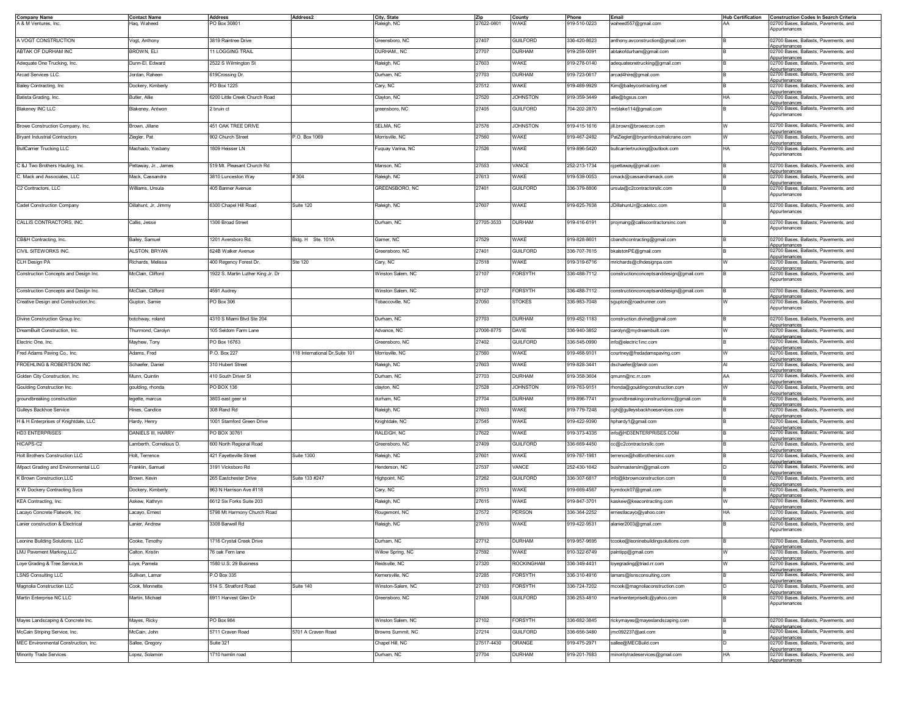| Company Name | Contact Name | Address | Address2 | City, State | Zip | County | Phone | Email | Hub Certification | Construction Codes In Search Criteria |
|---|---|---|---|---|---|---|---|---|---|---|
| A & M Ventures, Inc. | Haq, Waheed | PO Box 30801 | | Raleigh, NC | 27622-0801 | WAKE | 919-510-0223 | waheed557@gmail.com | AA | 02700 Bases, Ballasts, Pavements, and Appurtenances |
| A VOGT CONSTRUCTION | Vogt, Anthony | 3819 Raintree Drive | | Greensboro, NC | 27407 | GUILFORD | 336-420-8623 | anthony.avconstruction@gmail.com | B | 02700 Bases, Ballasts, Pavements, and Appurtenances |
| ABTAK OF DURHAM INC | BROWN, ELI | 11 LOGGING TRAIL | | DURHAM,, NC | 27707 | DURHAM | 919-259-0091 | abtakofdurham@gmail.com | B | 02700 Bases, Ballasts, Pavements, and Appurtenances |
| Adequate One Trucking, Inc. | Dunn-El, Edward | 2522 S Wilmington St | | Raleigh, NC | 27603 | WAKE | 919-278-0140 | adequateonetrucking@gmail.com | B | 02700 Bases, Ballasts, Pavements, and Appurtenances |
| Arcad Services LLC. | Jordan, Raheen | 619Crossing Dr. | | Durham, NC | 27703 | DURHAM | 919-723-0617 | arcad4hire@gmail.com | B | 02700 Bases, Ballasts, Pavements, and Appurtenances |
| Bailey Contracting, Inc | Dockery, Kimberly | PO Box 1225 | | Cary, NC | 27512 | WAKE | 919-469-9929 | Kim@baileycontracting.net | B | 02700 Bases, Ballasts, Pavements, and Appurtenances |
| Batista Grading, Inc. | Butler, Allie | 6200 Little Creek Church Road | | Clayton, NC | 27520 | JOHNSTON | 919-359-3449 | allie@bgsus.com | HA | 02700 Bases, Ballasts, Pavements, and Appurtenances |
| Blakeney INC LLC | Blakeney, Antwon | 2 bruin ct | | greensboro, NC | 27405 | GUILFORD | 704-202-2870 | mrblake114@gmail.com | B | 02700 Bases, Ballasts, Pavements, and Appurtenances |
| Browe Construction Company, Inc. | Brown, Jillane | 451 OAK TREE DRIVE | | SELMA, NC | 27576 | JOHNSTON | 919-415-1616 | jill.brown@browecon.com | W | 02700 Bases, Ballasts, Pavements, and Appurtenances |
| Bryant Industrial Contractors | Ziegler, Pat | 902 Church Street | P.O. Box 1069 | Morrisville, NC | 27560 | WAKE | 919-467-2492 | PatZiegler@bryantindustrialcrane.com | W | 02700 Bases, Ballasts, Pavements, and Appurtenances |
| BullCarrier Trucking LLC | Machado, Yosbany | 1809 Heisser LN | | Fuquay Varina, NC | 27526 | WAKE | 919-896-5420 | bullcarriertrucking@outlook.com | HA | 02700 Bases, Ballasts, Pavements, and Appurtenances |
| C &J Two Brothers Hauling, Inc. | Pettaway, Jr., James | 519 Mt. Pleasant Church Rd | | Manson, NC | 27553 | VANCE | 252-213-1734 | cjpettaway@gmail.com | B | 02700 Bases, Ballasts, Pavements, and Appurtenances |
| C. Mack and Associates, LLC | Mack, Cassandra | 3810 Lunceston Way | # 304 | Raleigh, NC | 27613 | WAKE | 919-539-0053 | cmack@cassandramack.com | B | 02700 Bases, Ballasts, Pavements, and Appurtenances |
| C2 Contractors, LLC | Williams, Ursula | 405 Banner Avenue | | GREENSBORO, NC | 27401 | GUILFORD | 336-379-8806 | ursula@c2contractorsllc.com | B | 02700 Bases, Ballasts, Pavements, and Appurtenances |
| Cadet Construction Company | Dillahunt, Jr, Jimmy | 6300 Chapel Hill Road | Suite 120 | Raleigh, NC | 27607 | WAKE | 919-625-7638 | JDillahuntJr@cadetcc.com | B | 02700 Bases, Ballasts, Pavements, and Appurtenances |
| CALLIS CONTRACTORS, INC. | Callis, Jesse | 1306 Broad Street | | Durham, NC | 27705-3533 | DURHAM | 919-416-6191 | projmang@calliscontractorsinc.com | B | 02700 Bases, Ballasts, Pavements, and Appurtenances |
| CB&H Contracting, Inc. | Bailey, Samuel | 1201 Aversboro Rd. | Bldg. H Ste. 101A | Garner, NC | 27529 | WAKE | 919-828-8601 | cbandhcontracting@gmail.com | B | 02700 Bases, Ballasts, Pavements, and Appurtenances |
| CIVIL SITEWORKS INC. | ALSTON, BRYAN | 624B Walker Avenue | | Greensboro, NC | 27401 | GUILFORD | 336-707-7615 | bkalstonPE@gmail.com | B | 02700 Bases, Ballasts, Pavements, and Appurtenances |
| CLH Design PA | Richards, Melissa | 400 Regency Forest Dr, | Ste 120 | Cary, NC | 27518 | WAKE | 919-319-6716 | mrichards@clhdesignpa.com | W | 02700 Bases, Ballasts, Pavements, and Appurtenances |
| Construction Concepts and Design Inc. | McClain, Clifford | 1922 S. Martin Luther King Jr. Dr | | Winston Salem, NC | 27107 | FORSYTH | 336-488-7112 | constructionconceptsanddesign@gmail.com | B | 02700 Bases, Ballasts, Pavements, and Appurtenances |
| Construction Concepts and Design Inc. | McClain, Clifford | 4591 Audrey | | Winston Salem, NC | 27127 | FORSYTH | 336-488-7112 | constructionconceptsanddesign@gmail.com | B | 02700 Bases, Ballasts, Pavements, and Appurtenances |
| Creative Design and Construction,Inc. | Gupton, Samie | PO Box 306 | | Tobaccoville, NC | 27050 | STOKES | 336-983-7048 | sgupton@roadrunner.com | W | 02700 Bases, Ballasts, Pavements, and Appurtenances |
| Divine Construction Group Inc. | botchway, roland | 4310 S Miami Blvd Ste 204 | | Durham, NC | 27703 | DURHAM | 919-452-1183 | construction.divine@gmail.com | B | 02700 Bases, Ballasts, Pavements, and Appurtenances |
| DreamBuilt Construction, Inc. | Thurmond, Carolyn | 105 Seldom Farm Lane | | Advance, NC | 27006-8775 | DAVIE | 336-940-3852 | carolyn@mydreambuilt.com | W | 02700 Bases, Ballasts, Pavements, and Appurtenances |
| Electric One, Inc. | Mayhew, Tony | PO Box 16763 | | Greensboro, NC | 27402 | GUILFORD | 336-545-0990 | info@electric1inc.com | B | 02700 Bases, Ballasts, Pavements, and Appurtenances |
| Fred Adams Paving Co., Inc. | Adams, Fred | P.O. Box 227 | 118 International Dr,Suite 101 | Morrisville, NC | 27560 | WAKE | 919-468-9101 | courtney@fredadamspaving.com | W | 02700 Bases, Ballasts, Pavements, and Appurtenances |
| FROEHLING & ROBERTSON INC | Schaefer, Daniel | 310 Hubert Street | | Raleigh, NC | 27603 | WAKE | 919-828-3441 | dschaefer@fandr.com | AI | 02700 Bases, Ballasts, Pavements, and Appurtenances |
| Golden City Construction, Inc. | Munn, Quintin | 410 South Driver St | | Durham, NC | 27703 | DURHAM | 919-358-3604 | qmunn@nc.rr.com | AA | 02700 Bases, Ballasts, Pavements, and Appurtenances |
| Goulding Construction Inc. | goulding, rhonda | PO BOX 136 | | clayton, NC | 27528 | JOHNSTON | 919-763-9151 | rhonda@gouldingconstruction.com | W | 02700 Bases, Ballasts, Pavements, and Appurtenances |
| groundbreaking construction | legette, marcus | 3803 east geer st | | durham, NC | 27704 | DURHAM | 919-896-7741 | groundbreakingconstructionnc@gmail.com | B | 02700 Bases, Ballasts, Pavements, and Appurtenances |
| Gulleys Backhoe Service | Hines, Candice | 308 Rand Rd | | Raleigh, NC | 27603 | WAKE | 919-779-7248 | cgh@gulleysbackhoeservices.com | B | 02700 Bases, Ballasts, Pavements, and Appurtenances |
| H & H Enterprises of Knightdale, LLC | Hardy, Henry | 1001 Stamford Green Drive | | Knightdale, NC | 27545 | WAKE | 919-422-9390 | hphardy1@gmail.com | B | 02700 Bases, Ballasts, Pavements, and Appurtenances |
| HD3 ENTERPRISES | DANIELS III, HARRY | PO BOX 30761 | | RALEIGH, NC | 27622 | WAKE | 919-373-4335 | info@HD3ENTERPRISES.COM | B | 02700 Bases, Ballasts, Pavements, and Appurtenances |
| HICAPS-C2 | Lamberth, Cornelious D. | 600 North Regional Road | | Greensboro, NC | 27409 | GUILFORD | 336-669-4450 | cc@c2contractorsllc.com | B | 02700 Bases, Ballasts, Pavements, and Appurtenances |
| Holt Brothers Construction LLC | Holt, Terrence | 421 Fayetteville Street | Suite 1300 | Raleigh, NC | 27601 | WAKE | 919-787-1981 | terrence@holtbrothersinc.com | B | 02700 Bases, Ballasts, Pavements, and Appurtenances |
| iMpact Grading and Environmental LLC | Franklin, Samuel | 3191 Vicksboro Rd | | Henderson, NC | 27537 | VANCE | 252-430-1642 | bushmasterslm@gmail.com | D | 02700 Bases, Ballasts, Pavements, and Appurtenances |
| K Brown Construction,LLC | Brown, Kevin | 265 Eastchester Drive | Suite 133 #247 | Highpoint, NC | 27262 | GUILFORD | 336-307-6817 | info@kbrownconstruction.com | B | 02700 Bases, Ballasts, Pavements, and Appurtenances |
| K W Dockery Contracting Svcs | Dockery, Kimberly | 963 N Harrison Ave #118 | | Cary, NC | 27513 | WAKE | 919-669-4567 | kymdock07@gmail.com | B | 02700 Bases, Ballasts, Pavements, and Appurtenances |
| KEA Contracting, Inc. | Askew, Kathryn | 6612 Six Forks Suite 203 | | Raleigh, NC | 27615 | WAKE | 919-847-3701 | kaskew@keacontracting.com | W | 02700 Bases, Ballasts, Pavements, and Appurtenances |
| Lacayo Concrete Flatwork, Inc | Lacayo, Ernest | 5798 Mt Harmony Church Road | | Rougemont, NC | 27572 | PERSON | 336-364-2252 | ernestlacayo@yahoo.com | HA | 02700 Bases, Ballasts, Pavements, and Appurtenances |
| Lanier construction & Electrical | Lanier, Andrew | 3308 Barwell Rd | | Raleigh, NC | 27610 | WAKE | 919-422-9531 | alanier2003@gmail.com | B | 02700 Bases, Ballasts, Pavements, and Appurtenances |
| Leonine Building Solutions, LLC | Cooke, Timothy | 1716 Crystal Creek Drive | | Durham, NC | 27712 | DURHAM | 919-957-9695 | tcooke@leoninebuildingsolutions.com | B | 02700 Bases, Ballasts, Pavements, and Appurtenances |
| LMJ Pavement Marking,LLC | Calton, Kristin | 76 oak Fern lane | | Willow Spring, NC | 27592 | WAKE | 910-322-6749 | paintipp@gmail.com | W | 02700 Bases, Ballasts, Pavements, and Appurtenances |
| Loye Grading & Tree Service,In | Loye, Pamela | 1580 U.S. 29 Business | | Reidsville, NC | 27320 | ROCKINGHAM | 336-349-4431 | loyegrading@triad.rr.com | W | 02700 Bases, Ballasts, Pavements, and Appurtenances |
| LSNS Consulting LLC | Sullivan, Lamar | P.O Box 335 | | Kernersville, NC | 27285 | FORSYTH | 336-310-4916 | lamars@lsnsconsulting.com | B | 02700 Bases, Ballasts, Pavements, and Appurtenances |
| Magnolia Construction LLC | Cook, Monnette | 514 S. Stratford Road | Suite 140 | Winston-Salem, NC | 27103 | FORSYTH | 336-724-7202 | mcook@magnoliaconstruction.com | D | 02700 Bases, Ballasts, Pavements, and Appurtenances |
| Martin Enterprise NC LLC | Martin, Michael | 6911 Harvest Glen Dr | | Greensboro, NC | 27406 | GUILFORD | 336-253-4810 | martinenterprisellc@yahoo.com | B | 02700 Bases, Ballasts, Pavements, and Appurtenances |
| Mayes Landscaping & Concrete Inc. | Mayes, Ricky | PO Box 984 | | Winston Salem, NC | 27102 | FORSYTH | 336-682-3845 | rickymayes@mayeslandscaping.com | B | 02700 Bases, Ballasts, Pavements, and Appurtenances |
| McCain Striping Service, Inc. | McCain, John | 5711 Craven Road | 5701 A Craven Road | Browns Summit, NC | 27214 | GUILFORD | 336-656-3480 | jmc092237@aol.com | B | 02700 Bases, Ballasts, Pavements, and Appurtenances |
| MEC Environmental Construction, Inc. | Sallee, Gregory | Suite 321 | | Chapel Hill, NC | 27517-4430 | ORANGE | 919-475-2971 | sallee@MECBuild.com | D | 02700 Bases, Ballasts, Pavements, and Appurtenances |
| Minority Trade Services | Lopez, Solamon | 1710 hamlin road | | Durham, NC | 27704 | DURHAM | 919-201-7683 | minoritytradeservices@gmail.com | HA | 02700 Bases, Ballasts, Pavements, and Appurtenances |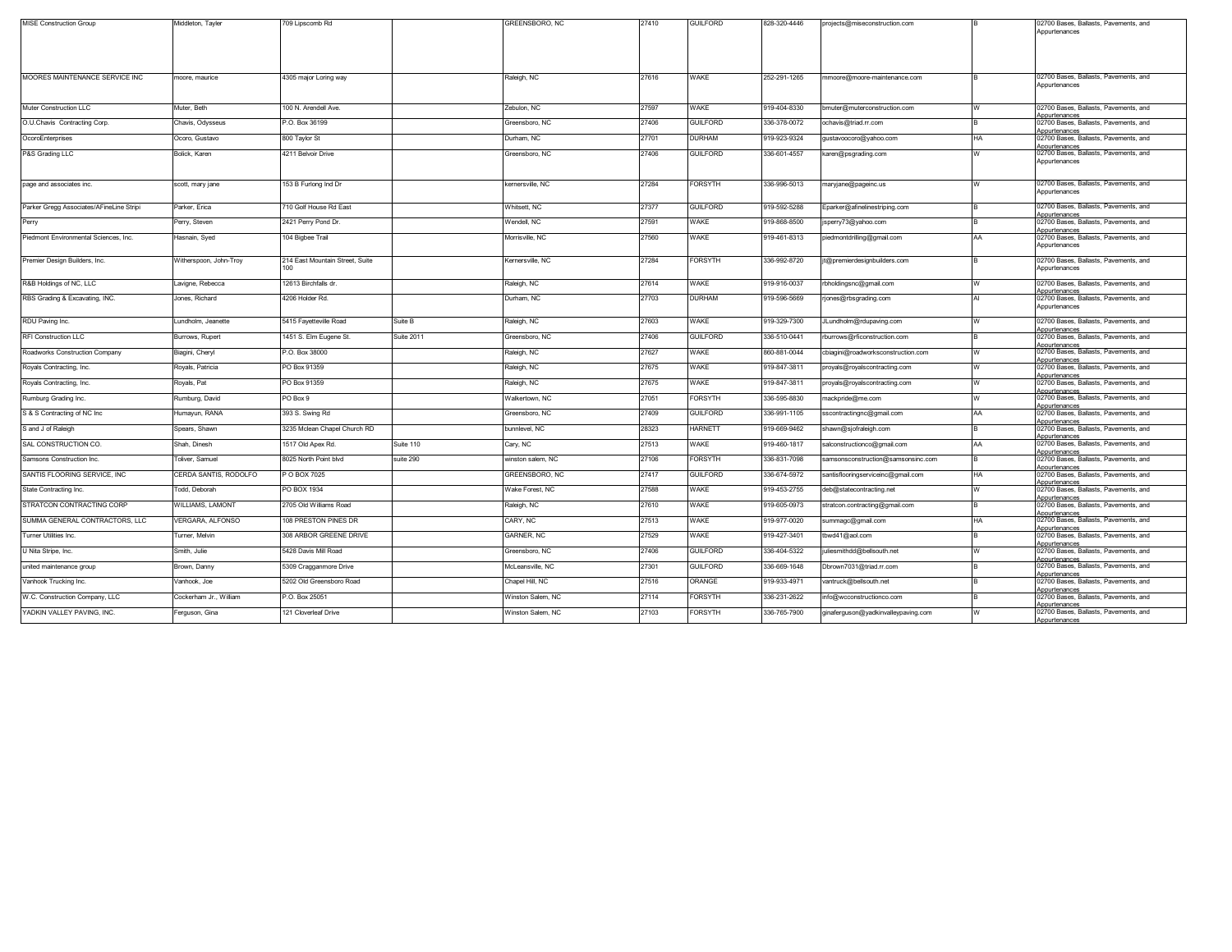| | | | | | | | | | | |
|---|---|---|---|---|---|---|---|---|---|---|
| MISE Construction Group | Middleton, Tayler | 709 Lipscomb Rd | | GREENSBORO, NC | 27410 | GUILFORD | 828-320-4446 | projects@miseconstruction.com | B | 02700 Bases, Ballasts, Pavements, and Appurtenances |
| MOORES MAINTENANCE SERVICE INC | moore, maurice | 4305 major Loring way | | Raleigh, NC | 27616 | WAKE | 252-291-1265 | mmoore@moore-maintenance.com | B | 02700 Bases, Ballasts, Pavements, and Appurtenances |
| Muter Construction LLC | Muter, Beth | 100 N. Arendell Ave. | | Zebulon, NC | 27597 | WAKE | 919-404-8330 | bmuter@muterconstruction.com | W | 02700 Bases, Ballasts, Pavements, and Appurtenances |
| O.U.Chavis Contracting Corp. | Chavis, Odysseus | P.O. Box 36199 | | Greensboro, NC | 27406 | GUILFORD | 336-378-0072 | ochavis@triad.rr.com | B | 02700 Bases, Ballasts, Pavements, and Appurtenances |
| OcoroEnterprises | Ocoro, Gustavo | 800 Taylor St | | Durham, NC | 27701 | DURHAM | 919-923-9324 | gustavoocoro@yahoo.com | HA | 02700 Bases, Ballasts, Pavements, and Appurtenances |
| P&S Grading LLC | Bolick, Karen | 4211 Belvoir Drive | | Greensboro, NC | 27406 | GUILFORD | 336-601-4557 | karen@psgrading.com | W | 02700 Bases, Ballasts, Pavements, and Appurtenances |
| page and associates inc. | scott, mary jane | 153 B Furlong Ind Dr | | kernersville, NC | 27284 | FORSYTH | 336-996-5013 | maryjane@pageinc.us | W | 02700 Bases, Ballasts, Pavements, and Appurtenances |
| Parker Gregg Associates/AFineLine Stripi | Parker, Erica | 710 Golf House Rd East | | Whitsett, NC | 27377 | GUILFORD | 919-592-5288 | Eparker@afinelinestriping.com | B | 02700 Bases, Ballasts, Pavements, and Appurtenances |
| Perry | Perry, Steven | 2421 Perry Pond Dr. | | Wendell, NC | 27591 | WAKE | 919-868-8500 | jsperry73@yahoo.com | B | 02700 Bases, Ballasts, Pavements, and Appurtenances |
| Piedmont Environmental Sciences, Inc. | Hasnain, Syed | 104 Bigbee Trail | | Morrisville, NC | 27560 | WAKE | 919-461-8313 | piedmontdrilling@gmail.com | AA | 02700 Bases, Ballasts, Pavements, and Appurtenances |
| Premier Design Builders, Inc. | Witherspoon, John-Troy | 214 East Mountain Street, Suite 100 | | Kernersville, NC | 27284 | FORSYTH | 336-992-8720 | jt@premierdesignbuilders.com | B | 02700 Bases, Ballasts, Pavements, and Appurtenances |
| R&B Holdings of NC, LLC | Lavigne, Rebecca | 12613 Birchfalls dr. | | Raleigh, NC | 27614 | WAKE | 919-916-0037 | rbholdingsnc@gmail.com | W | 02700 Bases, Ballasts, Pavements, and Appurtenances |
| RBS Grading & Excavating, INC. | Jones, Richard | 4206 Holder Rd. | | Durham, NC | 27703 | DURHAM | 919-596-5669 | rjones@rbsgrading.com | AI | 02700 Bases, Ballasts, Pavements, and Appurtenances |
| RDU Paving Inc. | Lundholm, Jeanette | 5415 Fayetteville Road | Suite B | Raleigh, NC | 27603 | WAKE | 919-329-7300 | JLundholm@rdupaving.com | W | 02700 Bases, Ballasts, Pavements, and Appurtenances |
| RFI Construction LLC | Burrows, Rupert | 1451 S. Elm Eugene St. | Suite 2011 | Greensboro, NC | 27406 | GUILFORD | 336-510-0441 | rburrows@rficonstruction.com | B | 02700 Bases, Ballasts, Pavements, and Appurtenances |
| Roadworks Construction Company | Biagini, Cheryl | P.O. Box 38000 | | Raleigh, NC | 27627 | WAKE | 860-881-0044 | cbiagini@roadworksconstruction.com | W | 02700 Bases, Ballasts, Pavements, and Appurtenances |
| Royals Contracting, Inc. | Royals, Patricia | PO Box 91359 | | Raleigh, NC | 27675 | WAKE | 919-847-3811 | proyals@royalscontracting.com | W | 02700 Bases, Ballasts, Pavements, and Appurtenances |
| Royals Contracting, Inc. | Royals, Pat | PO Box 91359 | | Raleigh, NC | 27675 | WAKE | 919-847-3811 | proyals@royalscontracting.com | W | 02700 Bases, Ballasts, Pavements, and Appurtenances |
| Rumburg Grading Inc. | Rumburg, David | PO Box 9 | | Walkertown, NC | 27051 | FORSYTH | 336-595-8830 | mackpride@me.com | W | 02700 Bases, Ballasts, Pavements, and Appurtenances |
| S & S Contracting of NC Inc | Humayun, RANA | 393 S. Swing Rd | | Greensboro, NC | 27409 | GUILFORD | 336-991-1105 | sscontractingnc@gmail.com | AA | 02700 Bases, Ballasts, Pavements, and Appurtenances |
| S and J of Raleigh | Spears, Shawn | 3235 Mclean Chapel Church RD | | bunnlevel, NC | 28323 | HARNETT | 919-669-9462 | shawn@sjofraleigh.com | B | 02700 Bases, Ballasts, Pavements, and Appurtenances |
| SAL CONSTRUCTION CO. | Shah, Dinesh | 1517 Old Apex Rd. | Suite 110 | Cary, NC | 27513 | WAKE | 919-460-1817 | salconstructionco@gmail.com | AA | 02700 Bases, Ballasts, Pavements, and Appurtenances |
| Samsons Construction Inc. | Toliver, Samuel | 8025 North Point blvd | suite 290 | winston salem, NC | 27106 | FORSYTH | 336-831-7098 | samsonsconstruction@samsonsinc.com | B | 02700 Bases, Ballasts, Pavements, and Appurtenances |
| SANTIS FLOORING SERVICE, INC | CERDA SANTIS, RODOLFO | P O BOX 7025 | | GREENSBORO, NC | 27417 | GUILFORD | 336-674-5972 | santisflooringserviceinc@gmail.com | HA | 02700 Bases, Ballasts, Pavements, and Appurtenances |
| State Contracting Inc. | Todd, Deborah | PO BOX 1934 | | Wake Forest, NC | 27588 | WAKE | 919-453-2755 | deb@statecontracting.net | W | 02700 Bases, Ballasts, Pavements, and Appurtenances |
| STRATCON CONTRACTING CORP | WILLIAMS, LAMONT | 2705 Old Williams Road | | Raleigh, NC | 27610 | WAKE | 919-605-0973 | stratcon.contracting@gmail.com | B | 02700 Bases, Ballasts, Pavements, and Appurtenances |
| SUMMA GENERAL CONTRACTORS, LLC | VERGARA, ALFONSO | 108 PRESTON PINES DR | | CARY, NC | 27513 | WAKE | 919-977-0020 | summagc@gmail.com | HA | 02700 Bases, Ballasts, Pavements, and Appurtenances |
| Turner Utilities Inc. | Turner, Melvin | 308 ARBOR GREENE DRIVE | | GARNER, NC | 27529 | WAKE | 919-427-3401 | tbwd41@aol.com | B | 02700 Bases, Ballasts, Pavements, and Appurtenances |
| U Nita Stripe, Inc. | Smith, Julie | 5428 Davis Mill Road | | Greensboro, NC | 27406 | GUILFORD | 336-404-5322 | juliesmithdd@bellsouth.net | W | 02700 Bases, Ballasts, Pavements, and Appurtenances |
| united maintenance group | Brown, Danny | 5309 Cragganmore Drive | | McLeansville, NC | 27301 | GUILFORD | 336-669-1648 | Dbrown7031@triad.rr.com | B | 02700 Bases, Ballasts, Pavements, and Appurtenances |
| Vanhook Trucking Inc. | Vanhook, Joe | 5202 Old Greensboro Road | | Chapel Hill, NC | 27516 | ORANGE | 919-933-4971 | vantruck@bellsouth.net | B | 02700 Bases, Ballasts, Pavements, and Appurtenances |
| W.C. Construction Company, LLC | Cockerham Jr., William | P.O. Box 25051 | | Winston Salem, NC | 27114 | FORSYTH | 336-231-2622 | info@wcconstructionco.com | B | 02700 Bases, Ballasts, Pavements, and Appurtenances |
| YADKIN VALLEY PAVING, INC. | Ferguson, Gina | 121 Cloverleaf Drive | | Winston Salem, NC | 27103 | FORSYTH | 336-765-7900 | ginaferguson@yadkinvalleypaving.com | W | 02700 Bases, Ballasts, Pavements, and Appurtenances |